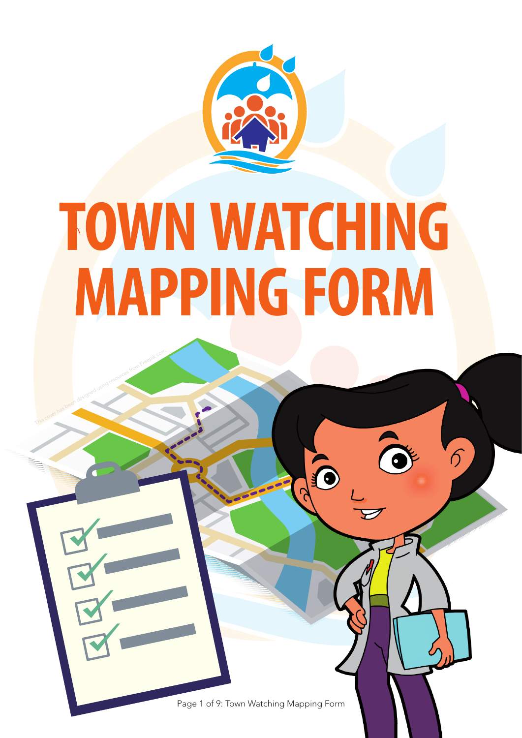# TOWN WATCHING MAPPING FORM

This cover has been designed using resources from Freepik.com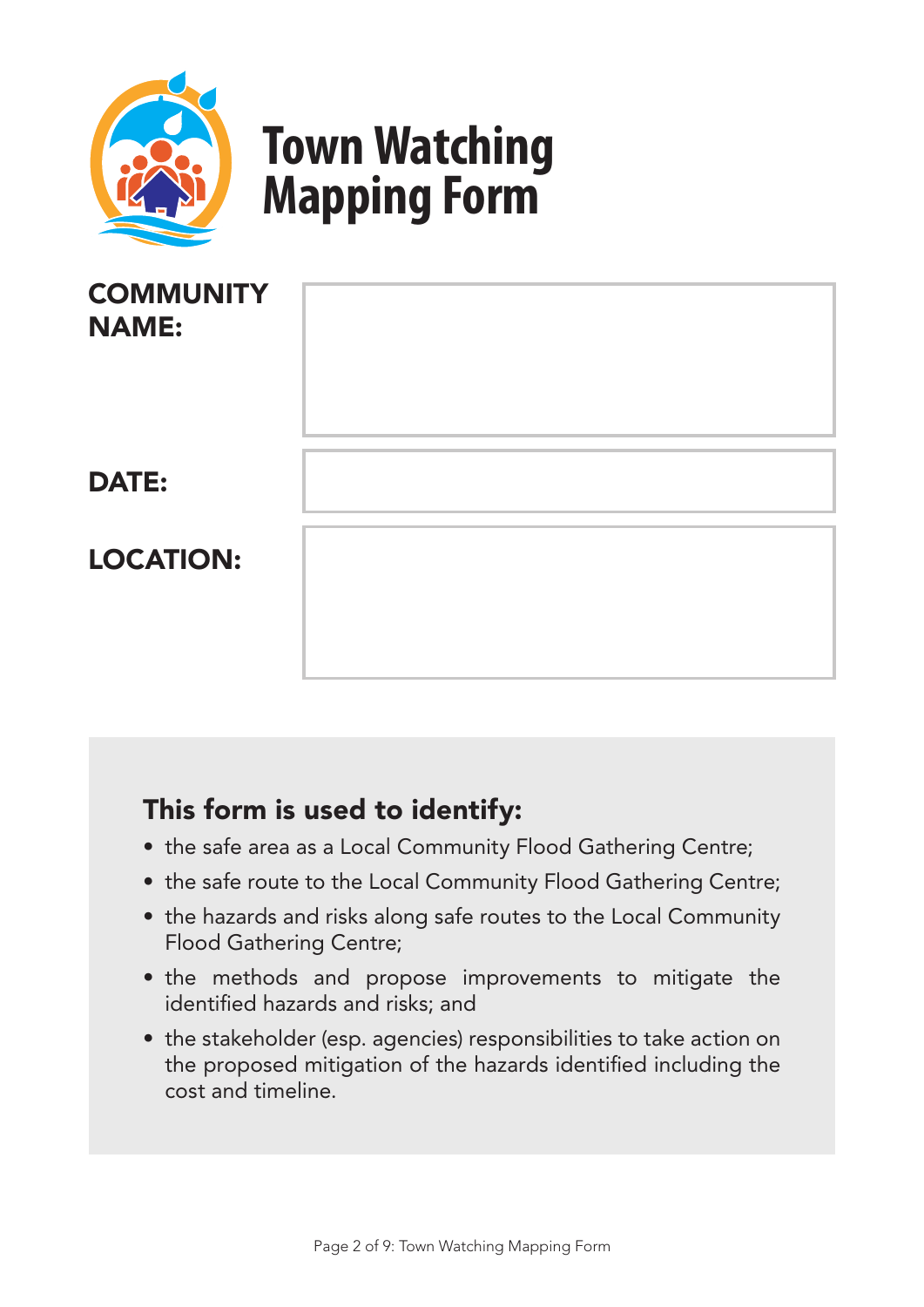# Town Watching Mapping Form

**COMMUNITY NAME:**

**DATE:**

**LOCATION:**

### This form is used to identify:

- the safe area as a Local Community Flood Gathering Centre;
- the safe route to the Local Community Flood Gathering Centre;
- the hazards and risks along safe routes to the Local Community Flood Gathering Centre;
- the methods and propose improvements to mitigate the identified hazards and risks; and
- the stakeholder (esp. agencies) responsibilities to take action on the proposed mitigation of the hazards identified including the cost and timeline.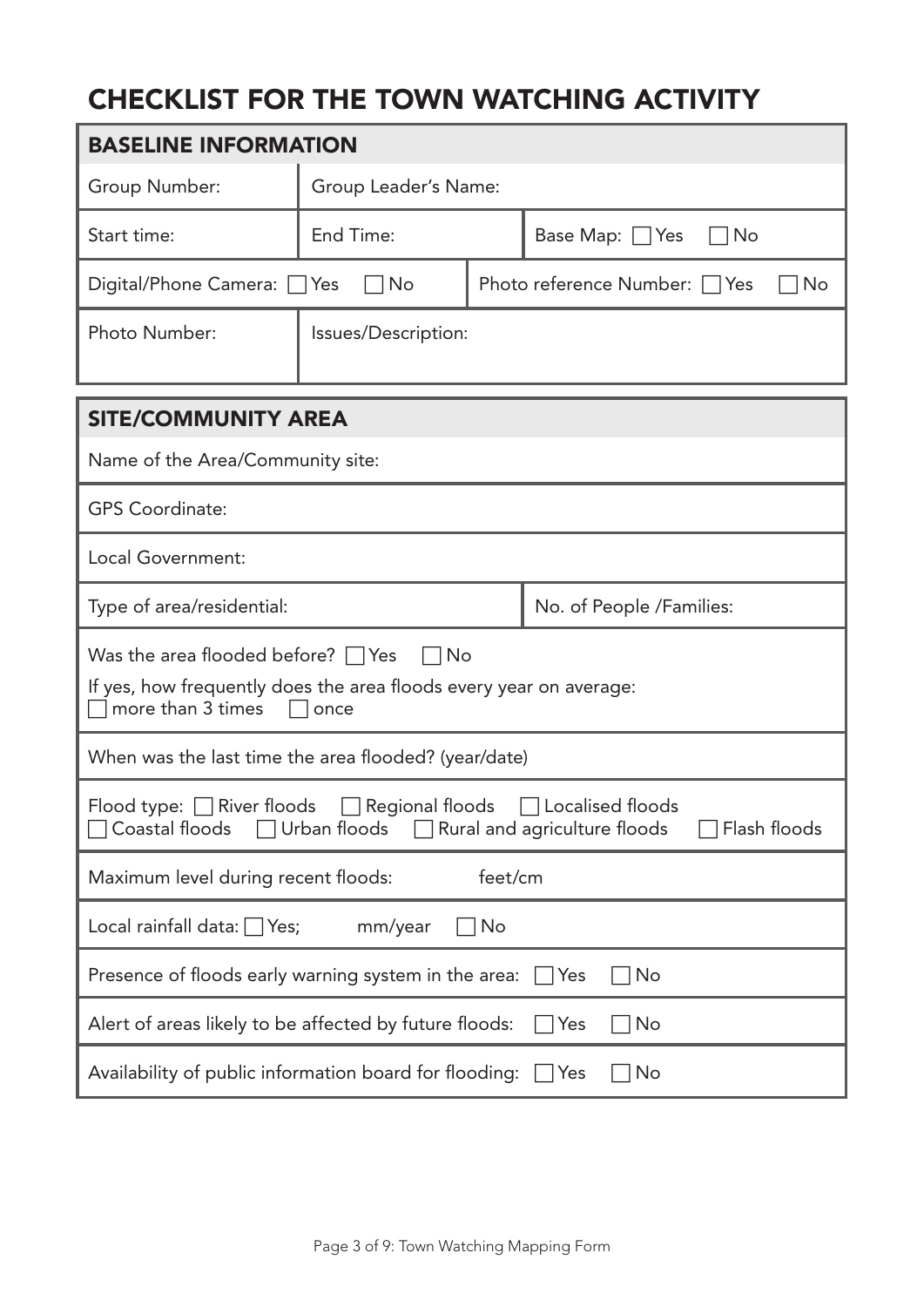# CHECKLIST FOR THE TOWN WATCHING ACTIVITY

## BASELINE INFORMATION

| Group Number: | Group Leader's Name: | |
|---|---|---|
| Start time: | End Time: | Base Map: ☐ Yes ☐ No |
| Digital/Phone Camera: ☐ Yes ☐ No | Photo reference Number: ☐ Yes ☐ No | |
| Photo Number: | Issues/Description: | |

## SITE/COMMUNITY AREA

| | |
|---|---|
| Name of the Area/Community site: | |
| GPS Coordinate: | |
| Local Government: | |
| Type of area/residential: | No. of People /Families: |
| Was the area flooded before? ☐ Yes ☐ No<br>If yes, how frequently does the area floods every year on average:<br>☐ more than 3 times ☐ once | |
| When was the last time the area flooded? (year/date) | |
| Flood type: ☐ River floods ☐ Regional floods ☐ Localised floods<br>☐ Coastal floods ☐ Urban floods ☐ Rural and agriculture floods ☐ Flash floods | |
| Maximum level during recent floods: feet/cm | |
| Local rainfall data: ☐ Yes; mm/year ☐ No | |
| Presence of floods early warning system in the area: ☐ Yes ☐ No | |
| Alert of areas likely to be affected by future floods: ☐ Yes ☐ No | |
| Availability of public information board for flooding: ☐ Yes ☐ No | |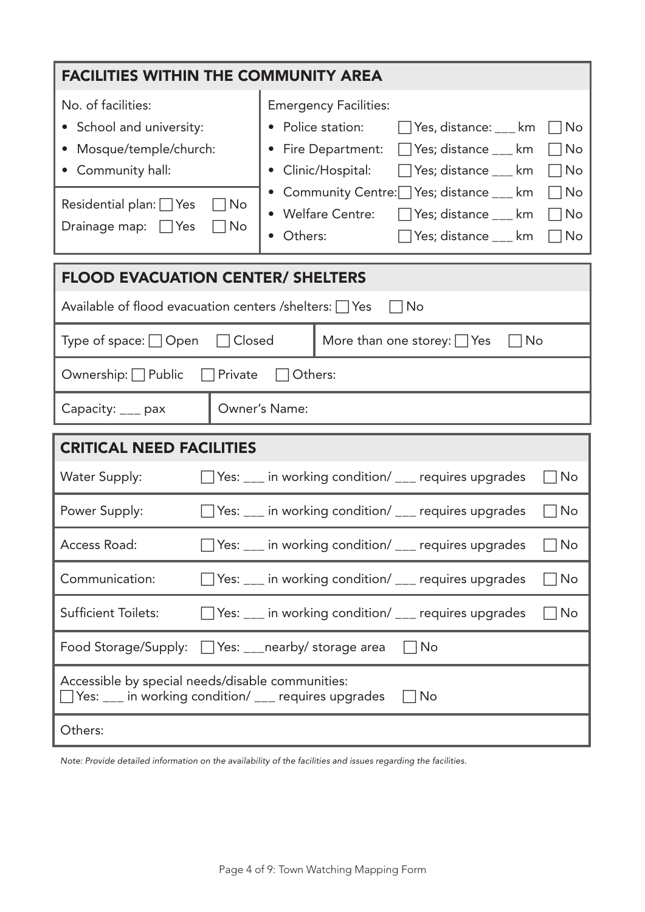## FACILITIES WITHIN THE COMMUNITY AREA

| No. of facilities: | Emergency Facilities: |
|---|---|
| • School and university:<br>• Mosque/temple/church:<br>• Community hall: | • Police station: ☐ Yes, distance: ___ km ☐ No<br>• Fire Department: ☐ Yes; distance ___ km ☐ No<br>• Clinic/Hospital: ☐ Yes; distance ___ km ☐ No<br>• Community Centre: ☐ Yes; distance ___ km ☐ No<br>• Welfare Centre: ☐ Yes; distance ___ km ☐ No<br>• Others: ☐ Yes; distance ___ km ☐ No |
| Residential plan: ☐ Yes ☐ No<br>Drainage map: ☐ Yes ☐ No | |

## FLOOD EVACUATION CENTER/ SHELTERS

| | |
|---|---|
| Available of flood evacuation centers /shelters: ☐ Yes ☐ No | |
| Type of space: ☐ Open ☐ Closed | More than one storey: ☐ Yes ☐ No |
| Ownership: ☐ Public ☐ Private ☐ Others: | |
| Capacity: ___ pax | Owner's Name: |

## CRITICAL NEED FACILITIES

| | | |
|---|---|---|
| Water Supply: | ☐ Yes: ___ in working condition/ ___ requires upgrades | ☐ No |
| Power Supply: | ☐ Yes: ___ in working condition/ ___ requires upgrades | ☐ No |
| Access Road: | ☐ Yes: ___ in working condition/ ___ requires upgrades | ☐ No |
| Communication: | ☐ Yes: ___ in working condition/ ___ requires upgrades | ☐ No |
| Sufficient Toilets: | ☐ Yes: ___ in working condition/ ___ requires upgrades | ☐ No |
| Food Storage/Supply: | ☐ Yes: ___nearby/ storage area | ☐ No |
| Accessible by special needs/disable communities:<br>☐ Yes: ___ in working condition/ ___ requires upgrades ☐ No | | |
| Others: | | |

*Note: Provide detailed information on the availability of the facilities and issues regarding the facilities.*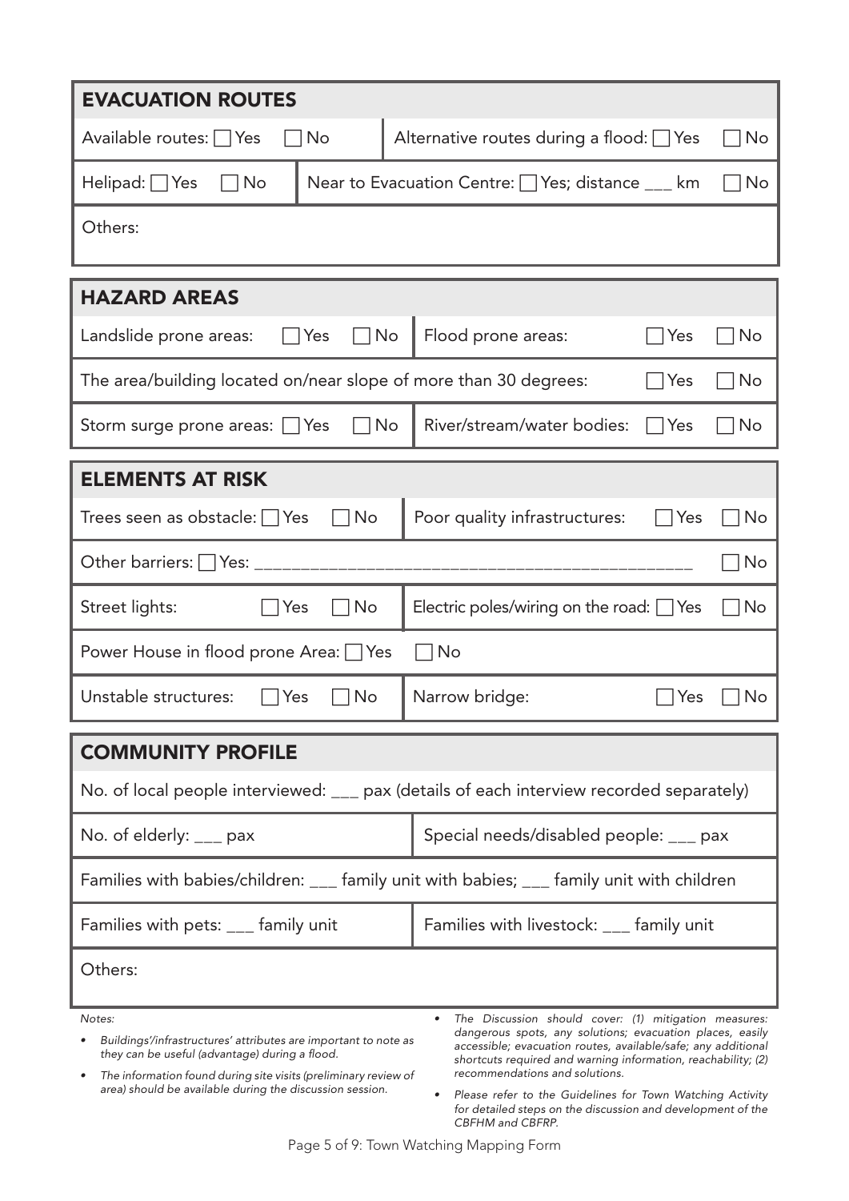## EVACUATION ROUTES

| Available routes: ☐ Yes ☐ No | Alternative routes during a flood: ☐ Yes ☐ No |
|---|---|
| Helipad: ☐ Yes ☐ No | Near to Evacuation Centre: ☐ Yes; distance ___ km ☐ No |
| Others: | |

## HAZARD AREAS

| Landslide prone areas: ☐ Yes ☐ No | Flood prone areas: ☐ Yes ☐ No |
|---|---|
| The area/building located on/near slope of more than 30 degrees: ☐ Yes ☐ No | |
| Storm surge prone areas: ☐ Yes ☐ No | River/stream/water bodies: ☐ Yes ☐ No |

## ELEMENTS AT RISK

| Trees seen as obstacle: ☐ Yes ☐ No | Poor quality infrastructures: ☐ Yes ☐ No |
|---|---|
| Other barriers: ☐ Yes: ______________________________________________ ☐ No | |
| Street lights: ☐ Yes ☐ No | Electric poles/wiring on the road: ☐ Yes ☐ No |
| Power House in flood prone Area: ☐ Yes ☐ No | |
| Unstable structures: ☐ Yes ☐ No | Narrow bridge: ☐ Yes ☐ No |

## COMMUNITY PROFILE

| No. of local people interviewed: ___ pax (details of each interview recorded separately) | |
|---|---|
| No. of elderly: ___ pax | Special needs/disabled people: ___ pax |
| Families with babies/children: ___ family unit with babies; ___ family unit with children | |
| Families with pets: ___ family unit | Families with livestock: ___ family unit |
| Others: | |

*Notes:*

- *Buildings'/infrastructures' attributes are important to note as they can be useful (advantage) during a flood.*
- *The information found during site visits (preliminary review of area) should be available during the discussion session.*
- *The Discussion should cover: (1) mitigation measures: dangerous spots, any solutions; evacuation places, easily accessible; evacuation routes, available/safe; any additional shortcuts required and warning information, reachability; (2) recommendations and solutions.*
- *Please refer to the Guidelines for Town Watching Activity for detailed steps on the discussion and development of the CBFHM and CBFRP.*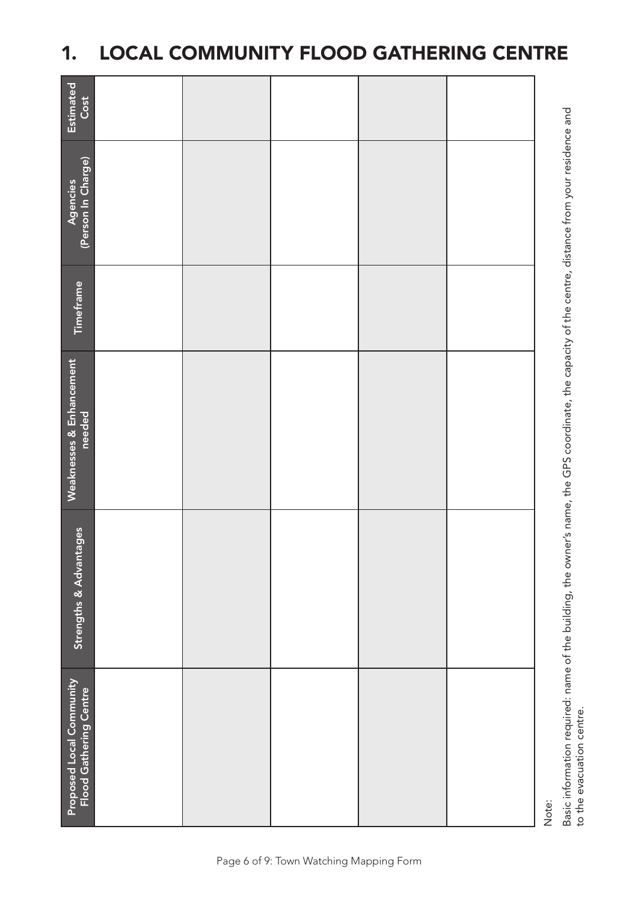# 1. LOCAL COMMUNITY FLOOD GATHERING CENTRE

| Proposed Local Community Flood Gathering Centre | Strengths & Advantages | Weaknesses & Enhancement needed | Timeframe | Agencies (Person In Charge) | Estimated Cost |
|---|---|---|---|---|---|
| | | | | | |
| | | | | | |
| | | | | | |
| | | | | | |
| | | | | | |

Note:

Basic information required: name of the building, the owner's name, the GPS coordinate, the capacity of the centre, distance from your residence and to the evacuation centre.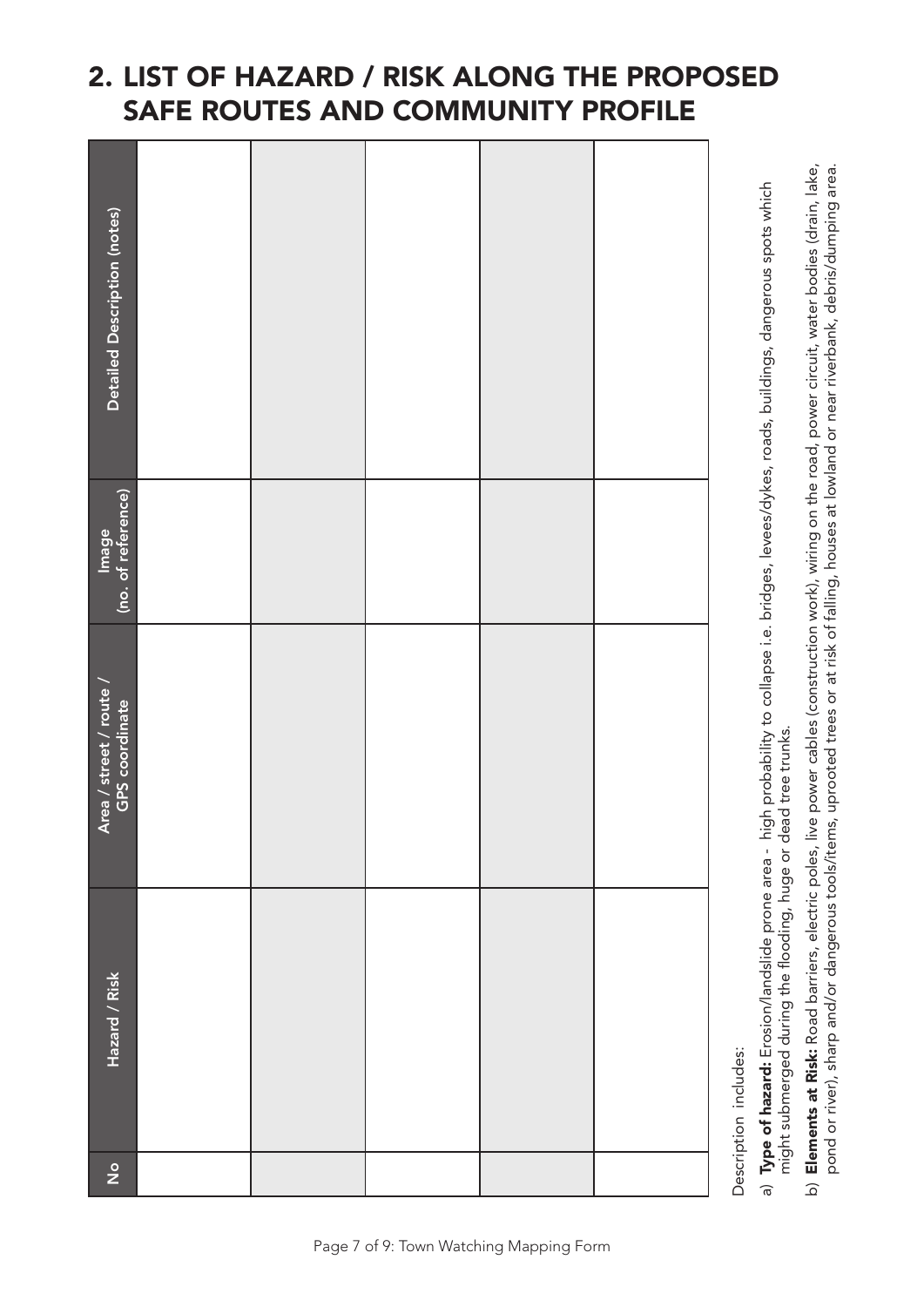## 2. LIST OF HAZARD / RISK ALONG THE PROPOSED SAFE ROUTES AND COMMUNITY PROFILE

| No | Hazard / Risk | Area / street / route / GPS coordinate | Image (no. of reference) | Detailed Description (notes) |
|---|---|---|---|---|
| | | | | |
| | | | | |
| | | | | |
| | | | | |
| | | | | |

Description includes:

a) **Type of hazard:** Erosion/landslide prone area - high probability to collapse i.e. bridges, levees/dykes, roads, buildings, dangerous spots which might submerged during the flooding, huge or dead tree trunks.

b) **Elements at Risk:** Road barriers, electric poles, live power cables (construction work), wiring on the road, power circuit, water bodies (drain, lake, pond or river), sharp and/or dangerous tools/items, uprooted trees or at risk of falling, houses at lowland or near riverbank, debris/dumping area.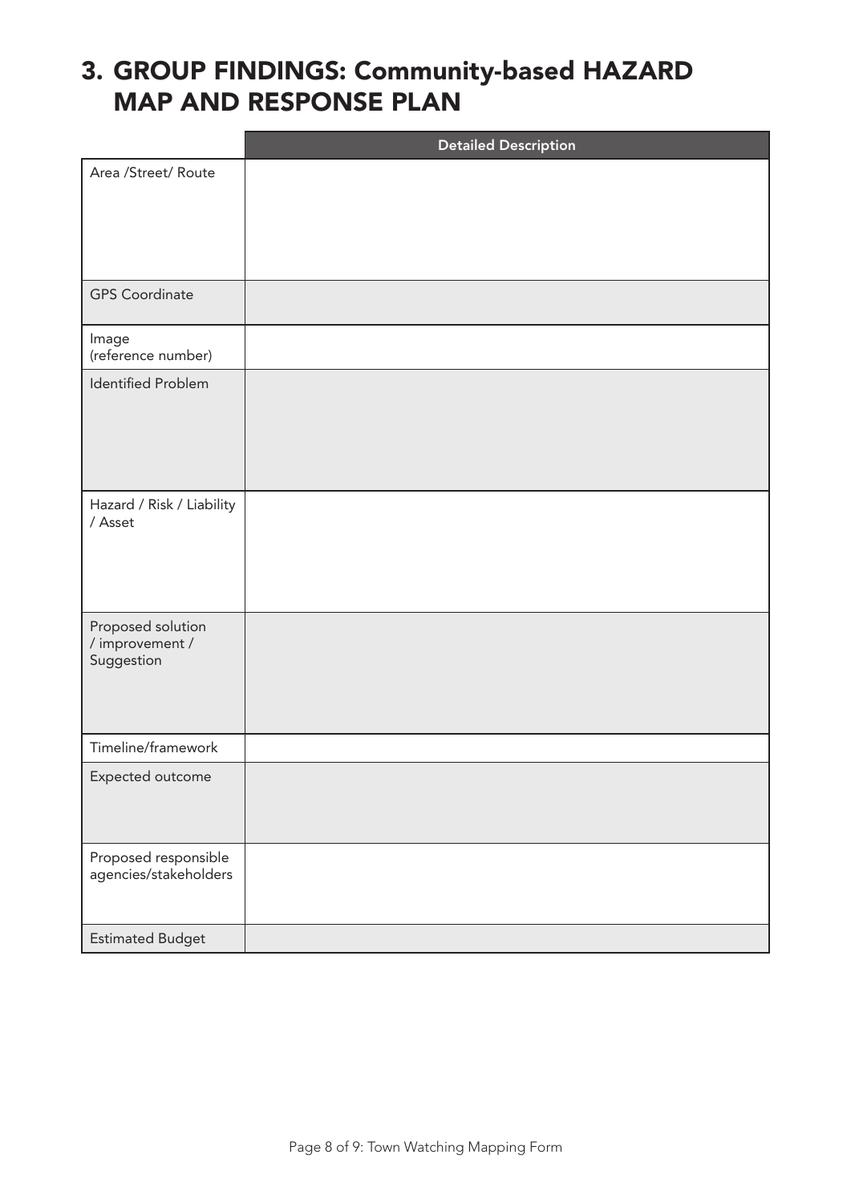## 3. GROUP FINDINGS: Community-based HAZARD MAP AND RESPONSE PLAN

| | Detailed Description |
|---|---|
| Area /Street/ Route | |
| GPS Coordinate | |
| Image (reference number) | |
| Identified Problem | |
| Hazard / Risk / Liability / Asset | |
| Proposed solution / improvement / Suggestion | |
| Timeline/framework | |
| Expected outcome | |
| Proposed responsible agencies/stakeholders | |
| Estimated Budget | |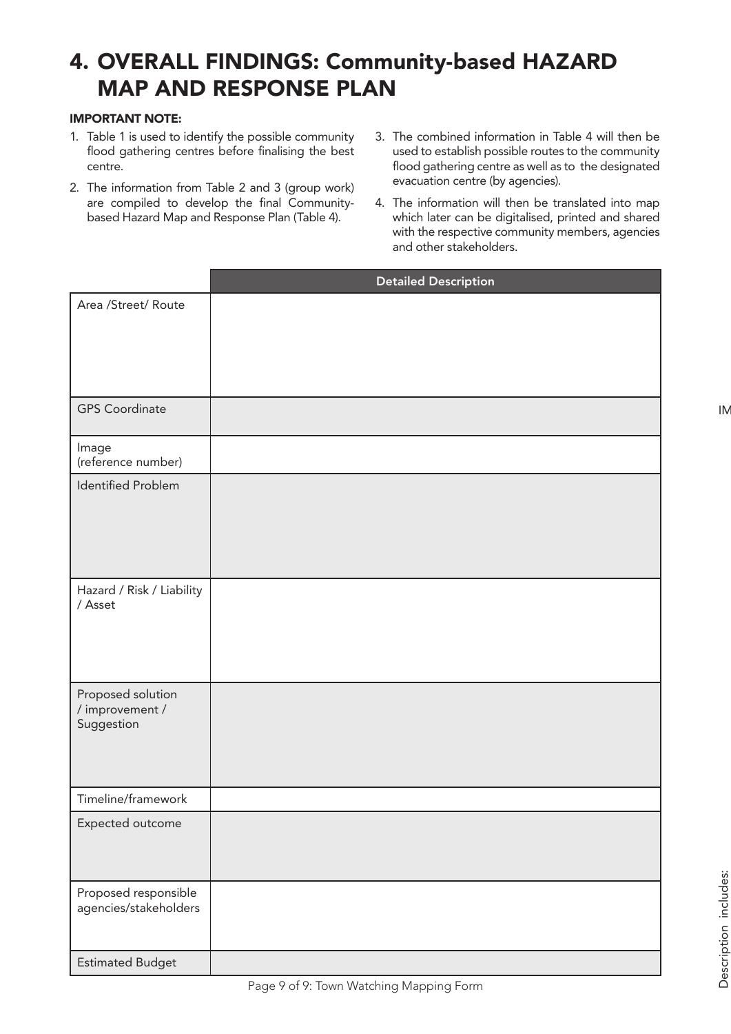# 4. OVERALL FINDINGS: Community-based HAZARD MAP AND RESPONSE PLAN

**IMPORTANT NOTE:**

1. Table 1 is used to identify the possible community flood gathering centres before finalising the best centre.
2. The information from Table 2 and 3 (group work) are compiled to develop the final Community-based Hazard Map and Response Plan (Table 4).
3. The combined information in Table 4 will then be used to establish possible routes to the community flood gathering centre as well as to the designated evacuation centre (by agencies).
4. The information will then be translated into map which later can be digitalised, printed and shared with the respective community members, agencies and other stakeholders.

| | Detailed Description |
|---|---|
| Area /Street/ Route | |
| GPS Coordinate | |
| Image (reference number) | |
| Identified Problem | |
| Hazard / Risk / Liability / Asset | |
| Proposed solution / improvement / Suggestion | |
| Timeline/framework | |
| Expected outcome | |
| Proposed responsible agencies/stakeholders | |
| Estimated Budget | |